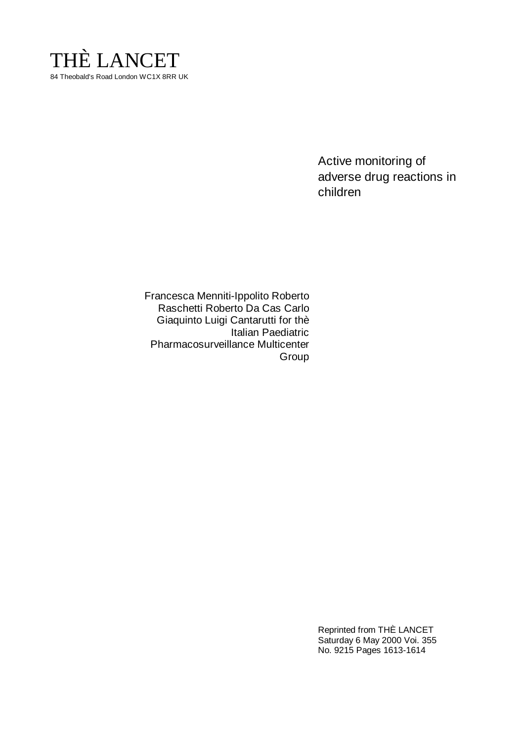# THÈ LANCET

84 Theobald's Road London WC1X 8RR UK

## Active monitoring of adverse drug reactions in children

Francesca Menniti-Ippolito Roberto Raschetti Roberto Da Cas Carlo Giaquinto Luigi Cantarutti for thè Italian Paediatric Pharmacosurveillance Multicenter Group

Reprinted from THÈ LANCET
Saturday 6 May 2000 Voi. 355
No. 9215 Pages 1613-1614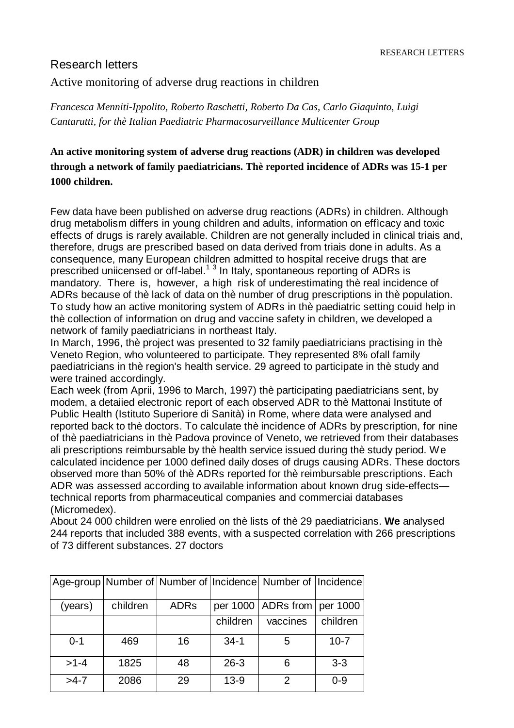# Research letters

## Active monitoring of adverse drug reactions in children

*Francesca Menniti-Ippolito, Roberto Raschetti, Roberto Da Cas, Carlo Giaquinto, Luigi Cantarutti, for thè Italian Paediatric Pharmacosurveillance Multicenter Group*

**An active monitoring system of adverse drug reactions (ADR) in children was developed through a network of family paediatricians. Thè reported incidence of ADRs was 15-1 per 1000 children.**

Few data have been published on adverse drug reactions (ADRs) in children. Although drug metabolism differs in young children and adults, information on effìcacy and toxic effects of drugs is rarely available. Children are not generally included in clinical triais and, therefore, drugs are prescribed based on data derived from triais done in adults. As a consequence, many European children admitted to hospital receive drugs that are prescribed uniicensed or off-label.[1 3] In Italy, spontaneous reporting of ADRs is mandatory. There is, however, a high risk of underestimating thè real incidence of ADRs because of thè lack of data on thè number of drug prescriptions in thè population. To study how an active monitoring system of ADRs in thè paediatric setting couid help in thè collection of information on drug and vaccine safety in children, we developed a network of family paediatricians in northeast Italy.

In March, 1996, thè project was presented to 32 family paediatricians practising in thè Veneto Region, who volunteered to participate. They represented 8% ofall family paediatricians in thè region's health service. 29 agreed to participate in thè study and were trained accordingly.

Each week (from Aprii, 1996 to March, 1997) thè participating paediatricians sent, by modem, a detaiied electronic report of each observed ADR to thè Mattonai Institute of Public Health (Istituto Superiore di Sanità) in Rome, where data were analysed and reported back to thè doctors. To calculate thè incidence of ADRs by prescription, for nine of thè paediatricians in thè Padova province of Veneto, we retrieved from their databases ali prescriptions reimbursable by thè health service issued during thè study period. We calculated incidence per 1000 defìned daily doses of drugs causing ADRs. These doctors observed more than 50% of thè ADRs reported for thè reimbursable prescriptions. Each ADR was assessed according to available information about known drug side-effects—technical reports from pharmaceutical companies and commerciai databases (Micromedex).

About 24 000 children were enrolied on thè lists of thè 29 paediatricians. **We** analysed 244 reports that included 388 events, with a suspected correlation with 266 prescriptions of 73 different substances. 27 doctors

| Age-group (years) | Number of children | Number of ADRs | Incidence per 1000 children | Number of ADRs from vaccines | Incidence per 1000 children |
|---|---|---|---|---|---|
| 0-1 | 469 | 16 | 34-1 | 5 | 10-7 |
| >1-4 | 1825 | 48 | 26-3 | 6 | 3-3 |
| >4-7 | 2086 | 29 | 13-9 | 2 | 0-9 |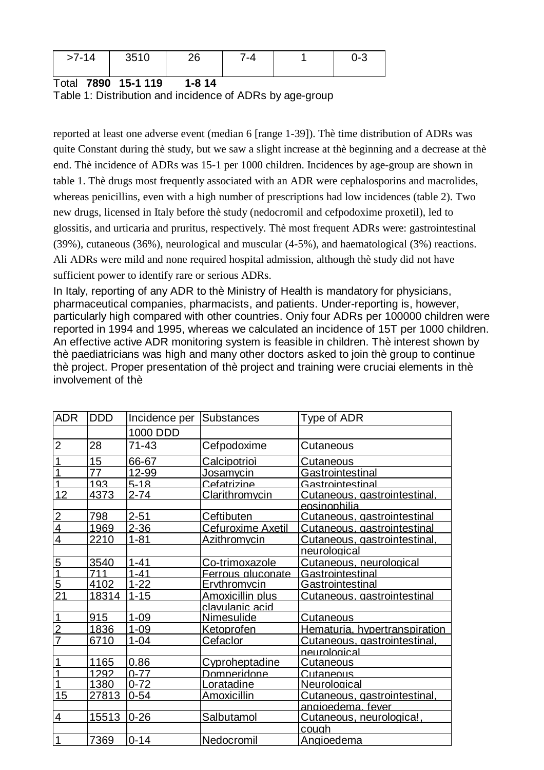| >7-14 | 3510 | 26 | 7-4 | 1 | 0-3 |
|---|---|---|---|---|---|

Total **7890 15-1 119 1-8 14**

Table 1: Distribution and incidence of ADRs by age-group

reported at least one adverse event (median 6 [range 1-39]). Thè time distribution of ADRs was quite Constant during thè study, but we saw a slight increase at thè beginning and a decrease at thè end. Thè incidence of ADRs was 15-1 per 1000 children. Incidences by age-group are shown in table 1. Thè drugs most frequently associated with an ADR were cephalosporins and macrolides, whereas penicillins, even with a high number of prescriptions had low incidences (table 2). Two new drugs, licensed in Italy before thè study (nedocromil and cefpodoxime proxetil), led to glossitis, and urticaria and pruritus, respectively. Thè most frequent ADRs were: gastrointestinal (39%), cutaneous (36%), neurological and muscular (4-5%), and haematological (3%) reactions. Ali ADRs were mild and none required hospital admission, although thè study did not have sufficient power to identify rare or serious ADRs.

In Italy, reporting of any ADR to thè Ministry of Health is mandatory for physicians, pharmaceutical companies, pharmacists, and patients. Under-reporting is, however, particularly high compared with other countries. Oniy four ADRs per 100000 children were reported in 1994 and 1995, whereas we calculated an incidence of 15T per 1000 children. An effective active ADR monitoring system is feasible in children. Thè interest shown by thè paediatricians was high and many other doctors asked to join thè group to continue thè project. Proper presentation of thè project and training were cruciai elements in thè involvement of thè

| ADR | DDD | Incidence per 1000 DDD | Substances | Type of ADR |
|---|---|---|---|---|
| 2 | 28 | 71-43 | Cefpodoxime | Cutaneous |
| 1 | 15 | 66-67 | Calcipotrioì | Cutaneous |
| 1 | 77 | 12-99 | Josamycin | Gastrointestinal |
| 1 | 193 | 5-18 | Cefatrizine | Gastrointestinal |
| 12 | 4373 | 2-74 | Clarithromycin | Cutaneous, gastrointestinal, eosinophilia |
| 2 | 798 | 2-51 | Ceftibuten | Cutaneous, gastrointestinal |
| 4 | 1969 | 2-36 | Cefuroxime Axetil | Cutaneous, gastrointestinal |
| 4 | 2210 | 1-81 | Azithromycin | Cutaneous, gastrointestinal, neurological |
| 5 | 3540 | 1-41 | Co-trimoxazole | Cutaneous, neurological |
| 1 | 711 | 1-41 | Ferrous gluconate | Gastrointestinal |
| 5 | 4102 | 1-22 | Erythromycin | Gastrointestinal |
| 21 | 18314 | 1-15 | Amoxicillin plus clavulanic acid | Cutaneous, gastrointestinal |
| 1 | 915 | 1-09 | Nimesulide | Cutaneous |
| 2 | 1836 | 1-09 | Ketoprofen | Hematuria, hypertranspiration |
| 7 | 6710 | 1-04 | Cefaclor | Cutaneous, gastrointestinal, neurological |
| 1 | 1165 | 0.86 | Cyproheptadine | Cutaneous |
| 1 | 1292 | 0-77 | Domperidone | Cutaneous |
| 1 | 1380 | 0-72 | Loratadine | Neurological |
| 15 | 27813 | 0-54 | Amoxicillin | Cutaneous, gastrointestinal, angioedema, fever |
| 4 | 15513 | 0-26 | Salbutamol | Cutaneous, neurologica!, cough |
| 1 | 7369 | 0-14 | Nedocromil | Angioedema |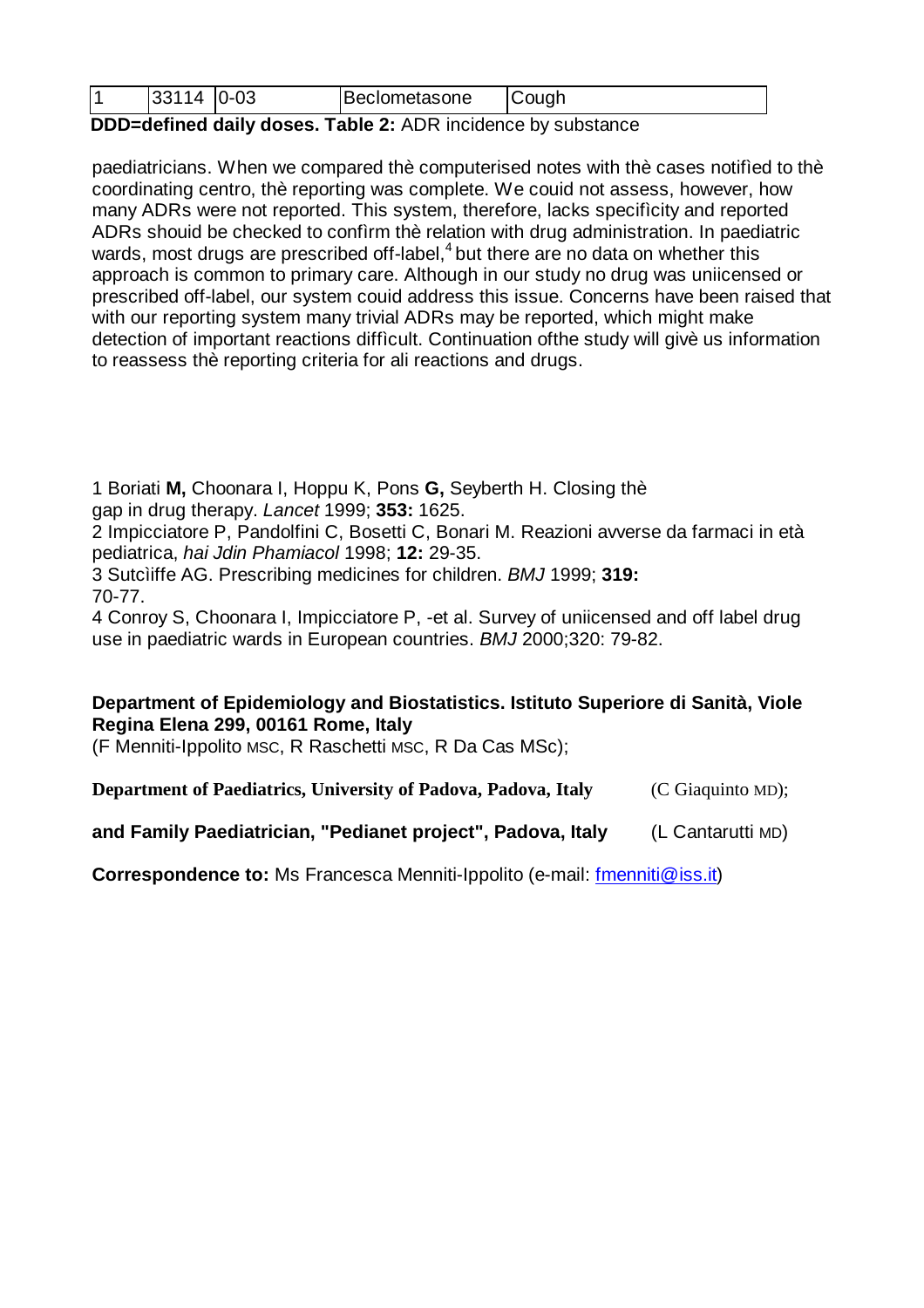| | | | | |
|---|---|---|---|---|
| 1 | 33114 | 0-03 | Beclometasone | Cough |

**DDD=defined daily doses. Table 2:** ADR incidence by substance

paediatricians. When we compared thè computerised notes with thè cases notifìed to thè coordinating centro, thè reporting was complete. We couid not assess, however, how many ADRs were not reported. This system, therefore, lacks specifìcity and reported ADRs shouid be checked to confìrm thè relation with drug administration. In paediatric wards, most drugs are prescribed off-label,[4] but there are no data on whether this approach is common to primary care. Although in our study no drug was uniicensed or prescribed off-label, our system couid address this issue. Concerns have been raised that with our reporting system many trivial ADRs may be reported, which might make detection of important reactions diffìcult. Continuation ofthe study will givè us information to reassess thè reporting criteria for ali reactions and drugs.

1 Boriati **M,** Choonara I, Hoppu K, Pons **G,** Seyberth H. Closing thè gap in drug therapy. *Lancet* 1999; **353:** 1625.

2 Impicciatore P, Pandolfini C, Bosetti C, Bonari M. Reazioni avverse da farmaci in età pediatrica, *hai Jdin Phamiacol* 1998; **12:** 29-35.

3 Sutcìiffe AG. Prescribing medicines for children. *BMJ* 1999; **319:** 70-77.

4 Conroy S, Choonara I, Impicciatore P, -et al. Survey of uniicensed and off label drug use in paediatric wards in European countries. *BMJ* 2000;320: 79-82.

**Department of Epidemiology and Biostatistics. Istituto Superiore di Sanità, Viole Regina Elena 299, 00161 Rome, Italy**
(F Menniti-Ippolito MSC, R Raschetti MSC, R Da Cas MSc);

**Department of Paediatrics, University of Padova, Padova, Italy** (C Giaquinto MD);

**and Family Paediatrician, "Pedianet project", Padova, Italy** (L Cantarutti MD)

**Correspondence to:** Ms Francesca Menniti-Ippolito (e-mail: fmenniti@iss.it)